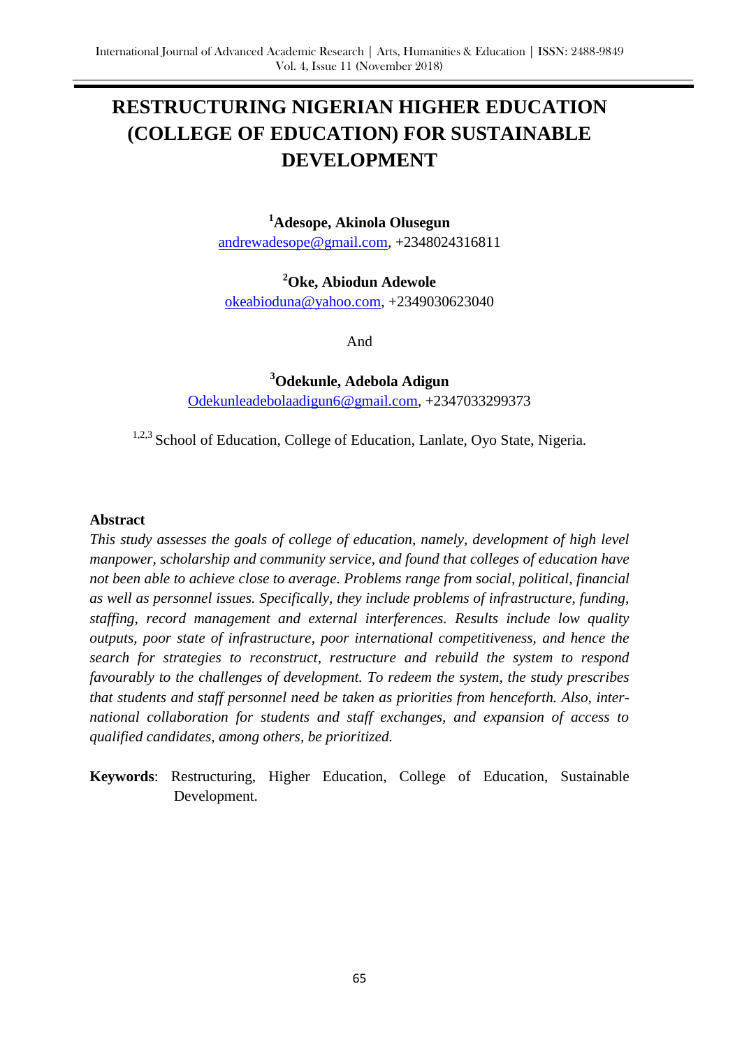# RESTRUCTURING NIGERIAN HIGHER EDUCATION (COLLEGE OF EDUCATION) FOR SUSTAINABLE DEVELOPMENT

**[1]Adesope, Akinola Olusegun**
andrewadesope@gmail.com, +2348024316811

**[2]Oke, Abiodun Adewole**
okeabioduna@yahoo.com, +2349030623040

And

**[3]Odekunle, Adebola Adigun**
Odekunleadebolaadigun6@gmail.com, +2347033299373

[1,2,3] School of Education, College of Education, Lanlate, Oyo State, Nigeria.

## Abstract

*This study assesses the goals of college of education, namely, development of high level manpower, scholarship and community service, and found that colleges of education have not been able to achieve close to average. Problems range from social, political, financial as well as personnel issues. Specifically, they include problems of infrastructure, funding, staffing, record management and external interferences. Results include low quality outputs, poor state of infrastructure, poor international competitiveness, and hence the search for strategies to reconstruct, restructure and rebuild the system to respond favourably to the challenges of development. To redeem the system, the study prescribes that students and staff personnel need be taken as priorities from henceforth. Also, international collaboration for students and staff exchanges, and expansion of access to qualified candidates, among others, be prioritized.*

**Keywords**: Restructuring, Higher Education, College of Education, Sustainable Development.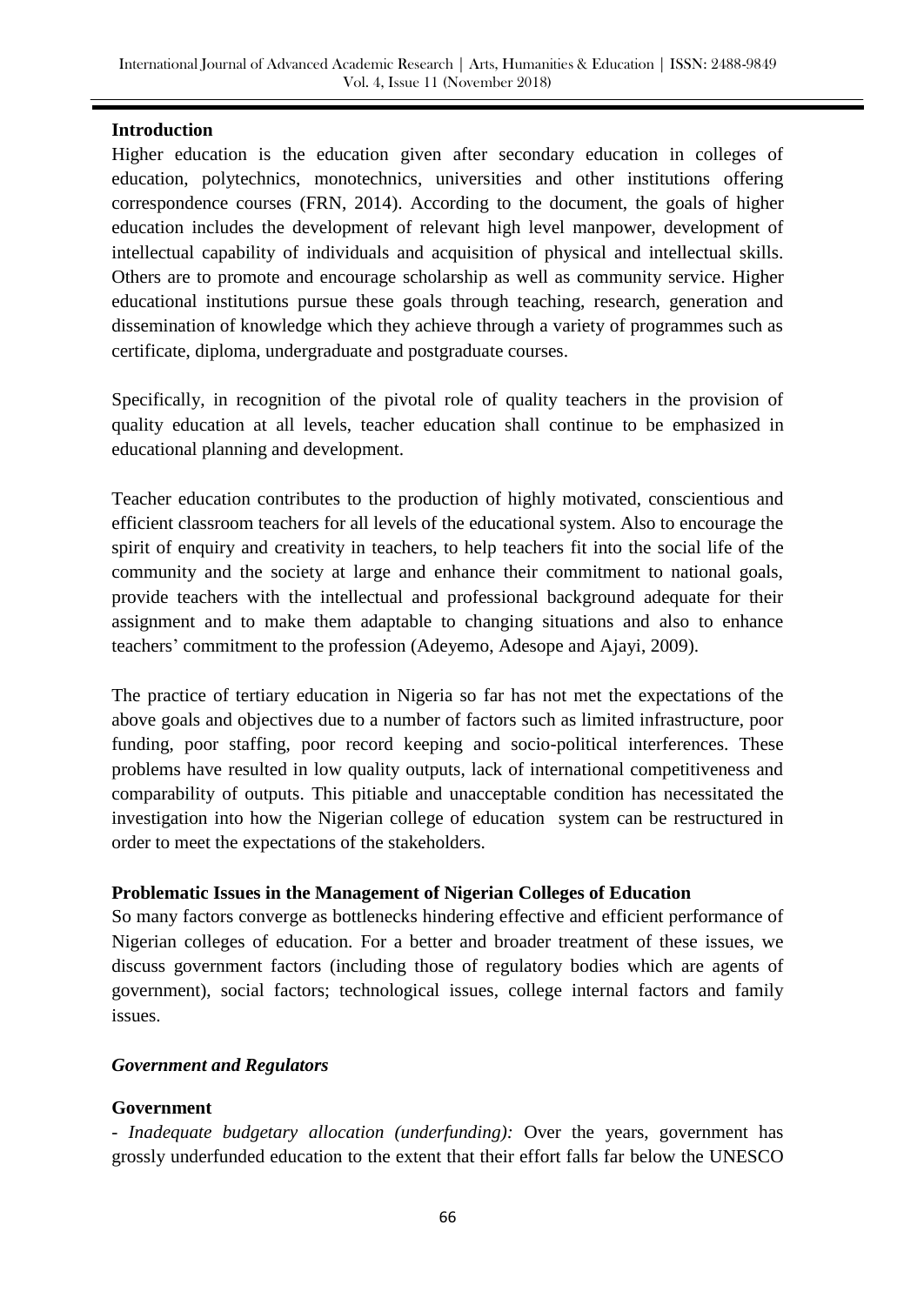## Introduction

Higher education is the education given after secondary education in colleges of education, polytechnics, monotechnics, universities and other institutions offering correspondence courses (FRN, 2014). According to the document, the goals of higher education includes the development of relevant high level manpower, development of intellectual capability of individuals and acquisition of physical and intellectual skills. Others are to promote and encourage scholarship as well as community service. Higher educational institutions pursue these goals through teaching, research, generation and dissemination of knowledge which they achieve through a variety of programmes such as certificate, diploma, undergraduate and postgraduate courses.

Specifically, in recognition of the pivotal role of quality teachers in the provision of quality education at all levels, teacher education shall continue to be emphasized in educational planning and development.

Teacher education contributes to the production of highly motivated, conscientious and efficient classroom teachers for all levels of the educational system. Also to encourage the spirit of enquiry and creativity in teachers, to help teachers fit into the social life of the community and the society at large and enhance their commitment to national goals, provide teachers with the intellectual and professional background adequate for their assignment and to make them adaptable to changing situations and also to enhance teachers' commitment to the profession (Adeyemo, Adesope and Ajayi, 2009).

The practice of tertiary education in Nigeria so far has not met the expectations of the above goals and objectives due to a number of factors such as limited infrastructure, poor funding, poor staffing, poor record keeping and socio-political interferences. These problems have resulted in low quality outputs, lack of international competitiveness and comparability of outputs. This pitiable and unacceptable condition has necessitated the investigation into how the Nigerian college of education system can be restructured in order to meet the expectations of the stakeholders.

## Problematic Issues in the Management of Nigerian Colleges of Education

So many factors converge as bottlenecks hindering effective and efficient performance of Nigerian colleges of education. For a better and broader treatment of these issues, we discuss government factors (including those of regulatory bodies which are agents of government), social factors; technological issues, college internal factors and family issues.

### *Government and Regulators*

#### Government

- *Inadequate budgetary allocation (underfunding):* Over the years, government has grossly underfunded education to the extent that their effort falls far below the UNESCO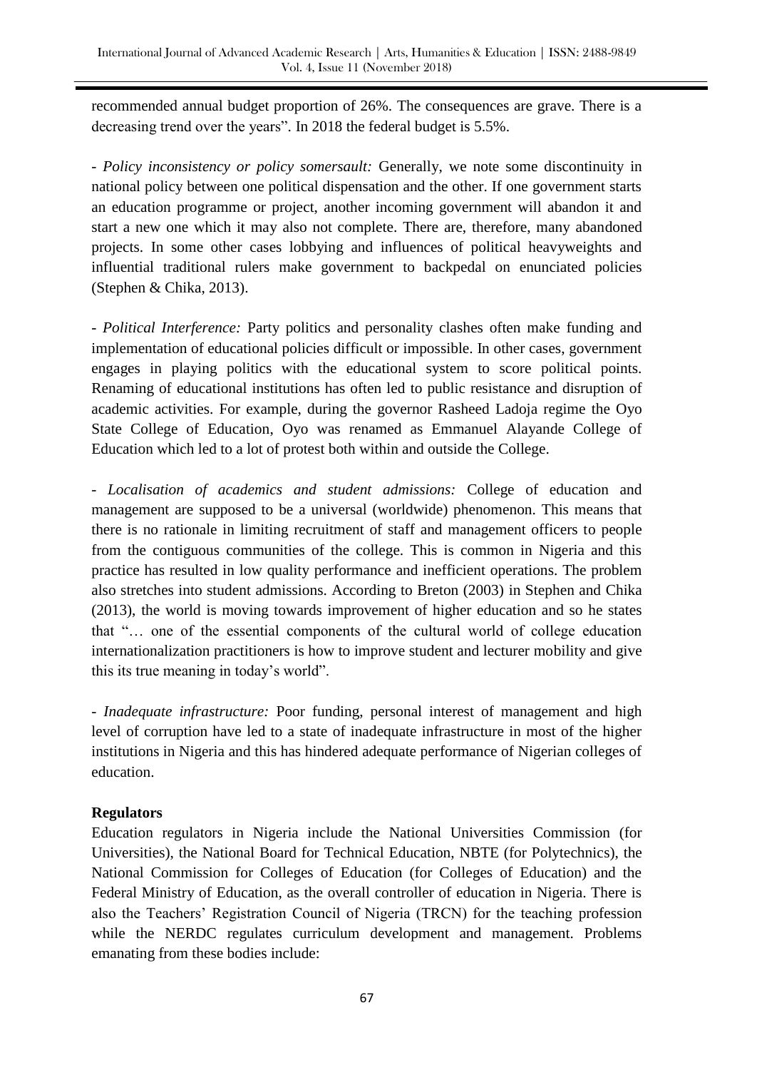recommended annual budget proportion of 26%. The consequences are grave. There is a decreasing trend over the years". In 2018 the federal budget is 5.5%.

- *Policy inconsistency or policy somersault:* Generally, we note some discontinuity in national policy between one political dispensation and the other. If one government starts an education programme or project, another incoming government will abandon it and start a new one which it may also not complete. There are, therefore, many abandoned projects. In some other cases lobbying and influences of political heavyweights and influential traditional rulers make government to backpedal on enunciated policies (Stephen & Chika, 2013).

- *Political Interference:* Party politics and personality clashes often make funding and implementation of educational policies difficult or impossible. In other cases, government engages in playing politics with the educational system to score political points. Renaming of educational institutions has often led to public resistance and disruption of academic activities. For example, during the governor Rasheed Ladoja regime the Oyo State College of Education, Oyo was renamed as Emmanuel Alayande College of Education which led to a lot of protest both within and outside the College.

- *Localisation of academics and student admissions:* College of education and management are supposed to be a universal (worldwide) phenomenon. This means that there is no rationale in limiting recruitment of staff and management officers to people from the contiguous communities of the college. This is common in Nigeria and this practice has resulted in low quality performance and inefficient operations. The problem also stretches into student admissions. According to Breton (2003) in Stephen and Chika (2013), the world is moving towards improvement of higher education and so he states that "… one of the essential components of the cultural world of college education internationalization practitioners is how to improve student and lecturer mobility and give this its true meaning in today's world".

- *Inadequate infrastructure:* Poor funding, personal interest of management and high level of corruption have led to a state of inadequate infrastructure in most of the higher institutions in Nigeria and this has hindered adequate performance of Nigerian colleges of education.

**Regulators**

Education regulators in Nigeria include the National Universities Commission (for Universities), the National Board for Technical Education, NBTE (for Polytechnics), the National Commission for Colleges of Education (for Colleges of Education) and the Federal Ministry of Education, as the overall controller of education in Nigeria. There is also the Teachers' Registration Council of Nigeria (TRCN) for the teaching profession while the NERDC regulates curriculum development and management. Problems emanating from these bodies include: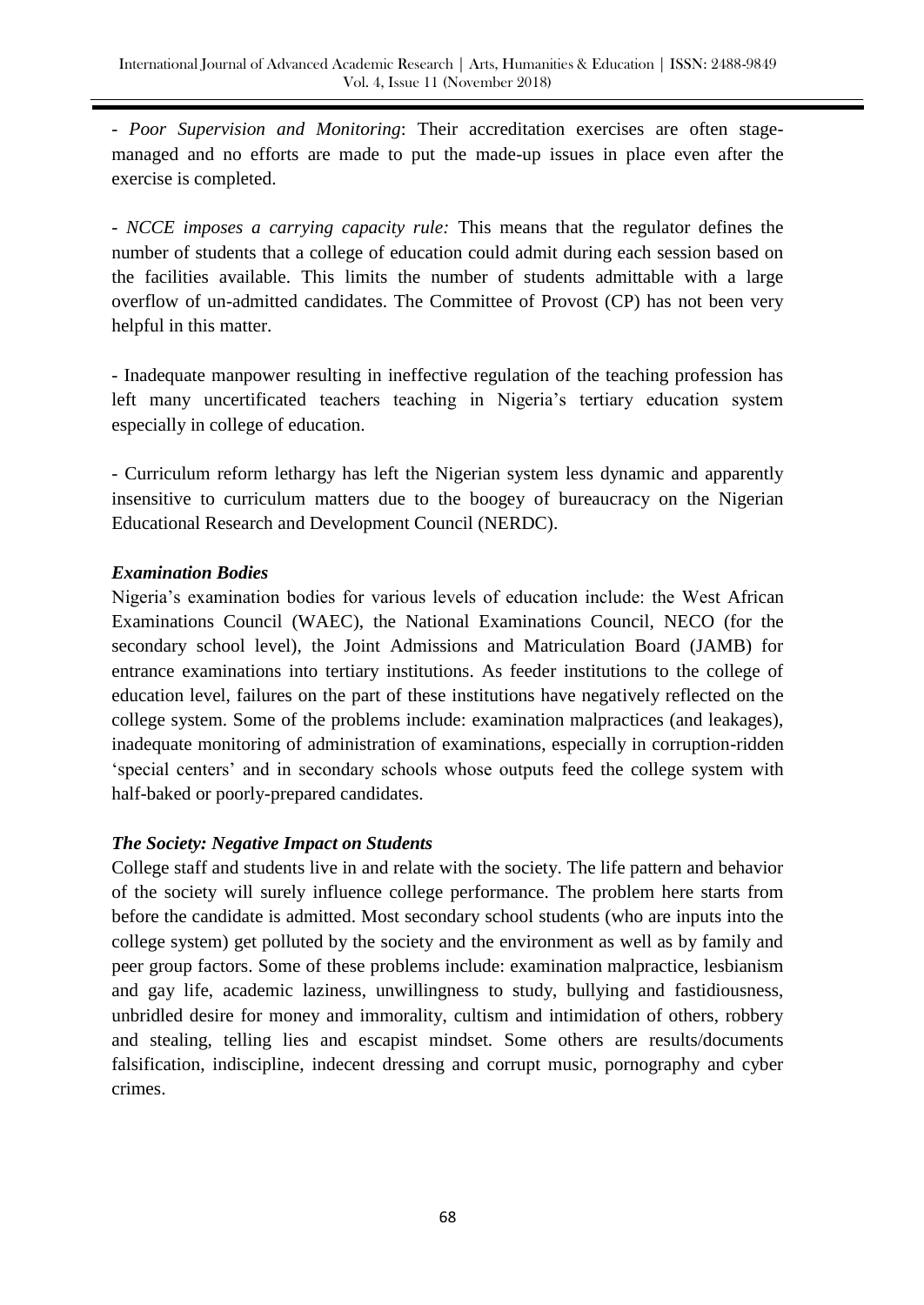- *Poor Supervision and Monitoring*: Their accreditation exercises are often stage-managed and no efforts are made to put the made-up issues in place even after the exercise is completed.

- *NCCE imposes a carrying capacity rule:* This means that the regulator defines the number of students that a college of education could admit during each session based on the facilities available. This limits the number of students admittable with a large overflow of un-admitted candidates. The Committee of Provost (CP) has not been very helpful in this matter.

- Inadequate manpower resulting in ineffective regulation of the teaching profession has left many uncertificated teachers teaching in Nigeria's tertiary education system especially in college of education.

- Curriculum reform lethargy has left the Nigerian system less dynamic and apparently insensitive to curriculum matters due to the boogey of bureaucracy on the Nigerian Educational Research and Development Council (NERDC).

### *Examination Bodies*

Nigeria's examination bodies for various levels of education include: the West African Examinations Council (WAEC), the National Examinations Council, NECO (for the secondary school level), the Joint Admissions and Matriculation Board (JAMB) for entrance examinations into tertiary institutions. As feeder institutions to the college of education level, failures on the part of these institutions have negatively reflected on the college system. Some of the problems include: examination malpractices (and leakages), inadequate monitoring of administration of examinations, especially in corruption-ridden 'special centers' and in secondary schools whose outputs feed the college system with half-baked or poorly-prepared candidates.

### *The Society: Negative Impact on Students*

College staff and students live in and relate with the society. The life pattern and behavior of the society will surely influence college performance. The problem here starts from before the candidate is admitted. Most secondary school students (who are inputs into the college system) get polluted by the society and the environment as well as by family and peer group factors. Some of these problems include: examination malpractice, lesbianism and gay life, academic laziness, unwillingness to study, bullying and fastidiousness, unbridled desire for money and immorality, cultism and intimidation of others, robbery and stealing, telling lies and escapist mindset. Some others are results/documents falsification, indiscipline, indecent dressing and corrupt music, pornography and cyber crimes.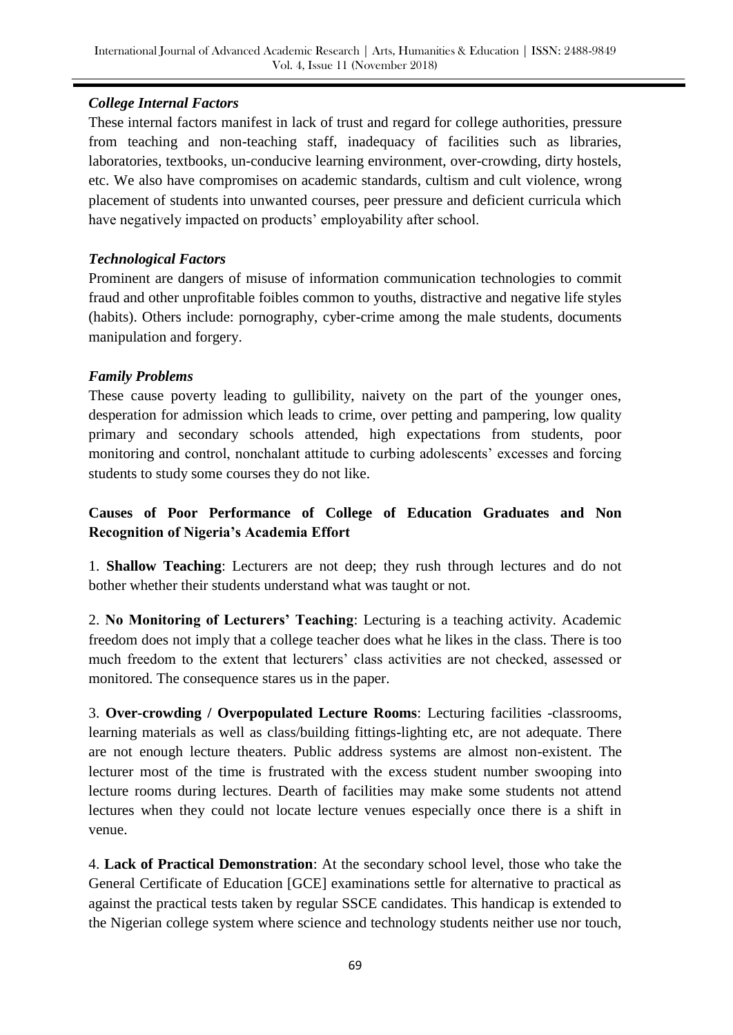### *College Internal Factors*

These internal factors manifest in lack of trust and regard for college authorities, pressure from teaching and non-teaching staff, inadequacy of facilities such as libraries, laboratories, textbooks, un-conducive learning environment, over-crowding, dirty hostels, etc. We also have compromises on academic standards, cultism and cult violence, wrong placement of students into unwanted courses, peer pressure and deficient curricula which have negatively impacted on products' employability after school.

### *Technological Factors*

Prominent are dangers of misuse of information communication technologies to commit fraud and other unprofitable foibles common to youths, distractive and negative life styles (habits). Others include: pornography, cyber-crime among the male students, documents manipulation and forgery.

### *Family Problems*

These cause poverty leading to gullibility, naivety on the part of the younger ones, desperation for admission which leads to crime, over petting and pampering, low quality primary and secondary schools attended, high expectations from students, poor monitoring and control, nonchalant attitude to curbing adolescents' excesses and forcing students to study some courses they do not like.

## **Causes of Poor Performance of College of Education Graduates and Non Recognition of Nigeria's Academia Effort**

1. **Shallow Teaching**: Lecturers are not deep; they rush through lectures and do not bother whether their students understand what was taught or not.

2. **No Monitoring of Lecturers' Teaching**: Lecturing is a teaching activity. Academic freedom does not imply that a college teacher does what he likes in the class. There is too much freedom to the extent that lecturers' class activities are not checked, assessed or monitored. The consequence stares us in the paper.

3. **Over-crowding / Overpopulated Lecture Rooms**: Lecturing facilities -classrooms, learning materials as well as class/building fittings-lighting etc, are not adequate. There are not enough lecture theaters. Public address systems are almost non-existent. The lecturer most of the time is frustrated with the excess student number swooping into lecture rooms during lectures. Dearth of facilities may make some students not attend lectures when they could not locate lecture venues especially once there is a shift in venue.

4. **Lack of Practical Demonstration**: At the secondary school level, those who take the General Certificate of Education [GCE] examinations settle for alternative to practical as against the practical tests taken by regular SSCE candidates. This handicap is extended to the Nigerian college system where science and technology students neither use nor touch,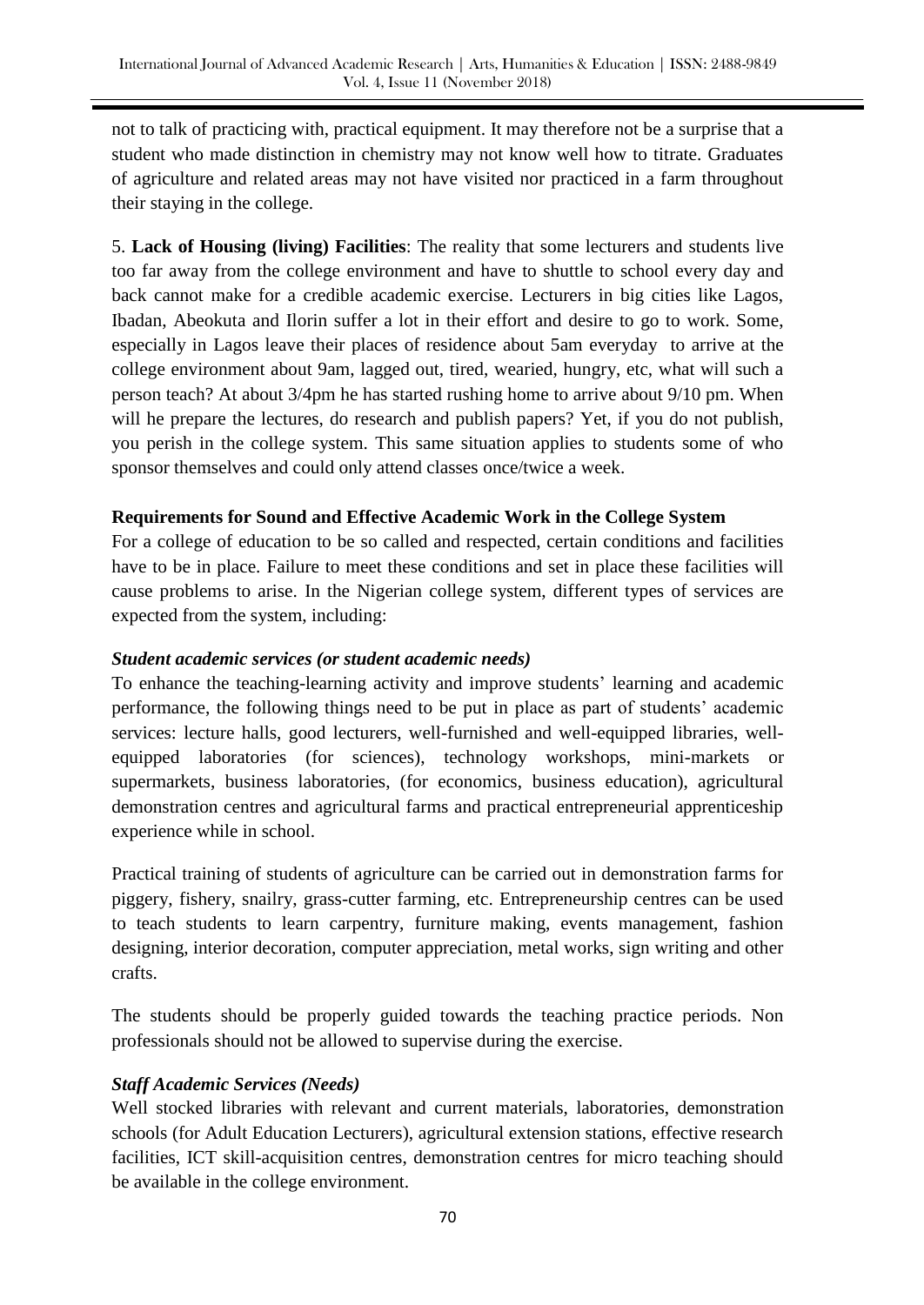not to talk of practicing with, practical equipment. It may therefore not be a surprise that a student who made distinction in chemistry may not know well how to titrate. Graduates of agriculture and related areas may not have visited nor practiced in a farm throughout their staying in the college.

5. **Lack of Housing (living) Facilities**: The reality that some lecturers and students live too far away from the college environment and have to shuttle to school every day and back cannot make for a credible academic exercise. Lecturers in big cities like Lagos, Ibadan, Abeokuta and Ilorin suffer a lot in their effort and desire to go to work. Some, especially in Lagos leave their places of residence about 5am everyday to arrive at the college environment about 9am, lagged out, tired, wearied, hungry, etc, what will such a person teach? At about 3/4pm he has started rushing home to arrive about 9/10 pm. When will he prepare the lectures, do research and publish papers? Yet, if you do not publish, you perish in the college system. This same situation applies to students some of who sponsor themselves and could only attend classes once/twice a week.

### Requirements for Sound and Effective Academic Work in the College System

For a college of education to be so called and respected, certain conditions and facilities have to be in place. Failure to meet these conditions and set in place these facilities will cause problems to arise. In the Nigerian college system, different types of services are expected from the system, including:

#### *Student academic services (or student academic needs)*

To enhance the teaching-learning activity and improve students' learning and academic performance, the following things need to be put in place as part of students' academic services: lecture halls, good lecturers, well-furnished and well-equipped libraries, well-equipped laboratories (for sciences), technology workshops, mini-markets or supermarkets, business laboratories, (for economics, business education), agricultural demonstration centres and agricultural farms and practical entrepreneurial apprenticeship experience while in school.

Practical training of students of agriculture can be carried out in demonstration farms for piggery, fishery, snailry, grass-cutter farming, etc. Entrepreneurship centres can be used to teach students to learn carpentry, furniture making, events management, fashion designing, interior decoration, computer appreciation, metal works, sign writing and other crafts.

The students should be properly guided towards the teaching practice periods. Non professionals should not be allowed to supervise during the exercise.

#### *Staff Academic Services (Needs)*

Well stocked libraries with relevant and current materials, laboratories, demonstration schools (for Adult Education Lecturers), agricultural extension stations, effective research facilities, ICT skill-acquisition centres, demonstration centres for micro teaching should be available in the college environment.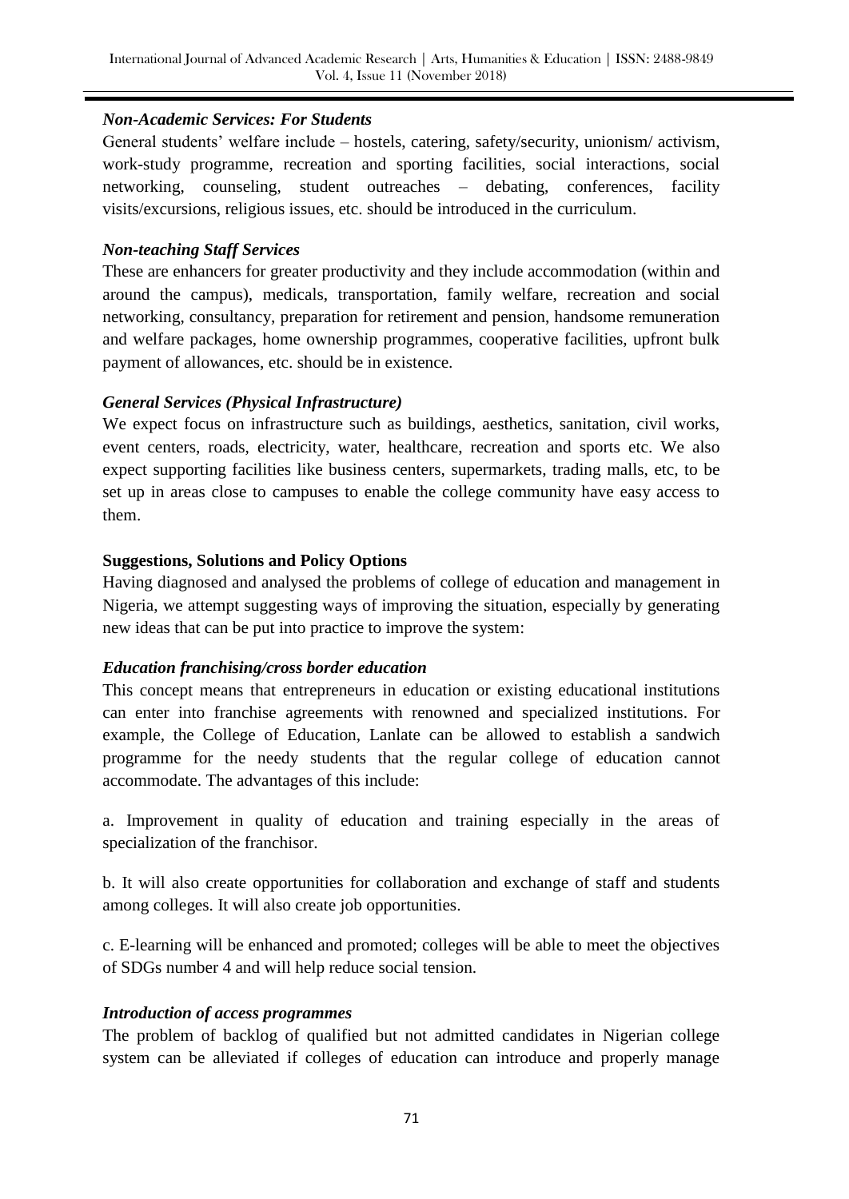***Non-Academic Services: For Students***

General students' welfare include – hostels, catering, safety/security, unionism/ activism, work-study programme, recreation and sporting facilities, social interactions, social networking, counseling, student outreaches – debating, conferences, facility visits/excursions, religious issues, etc. should be introduced in the curriculum.

***Non-teaching Staff Services***

These are enhancers for greater productivity and they include accommodation (within and around the campus), medicals, transportation, family welfare, recreation and social networking, consultancy, preparation for retirement and pension, handsome remuneration and welfare packages, home ownership programmes, cooperative facilities, upfront bulk payment of allowances, etc. should be in existence.

***General Services (Physical Infrastructure)***

We expect focus on infrastructure such as buildings, aesthetics, sanitation, civil works, event centers, roads, electricity, water, healthcare, recreation and sports etc. We also expect supporting facilities like business centers, supermarkets, trading malls, etc, to be set up in areas close to campuses to enable the college community have easy access to them.

**Suggestions, Solutions and Policy Options**

Having diagnosed and analysed the problems of college of education and management in Nigeria, we attempt suggesting ways of improving the situation, especially by generating new ideas that can be put into practice to improve the system:

***Education franchising/cross border education***

This concept means that entrepreneurs in education or existing educational institutions can enter into franchise agreements with renowned and specialized institutions. For example, the College of Education, Lanlate can be allowed to establish a sandwich programme for the needy students that the regular college of education cannot accommodate. The advantages of this include:

a. Improvement in quality of education and training especially in the areas of specialization of the franchisor.

b. It will also create opportunities for collaboration and exchange of staff and students among colleges. It will also create job opportunities.

c. E-learning will be enhanced and promoted; colleges will be able to meet the objectives of SDGs number 4 and will help reduce social tension.

***Introduction of access programmes***

The problem of backlog of qualified but not admitted candidates in Nigerian college system can be alleviated if colleges of education can introduce and properly manage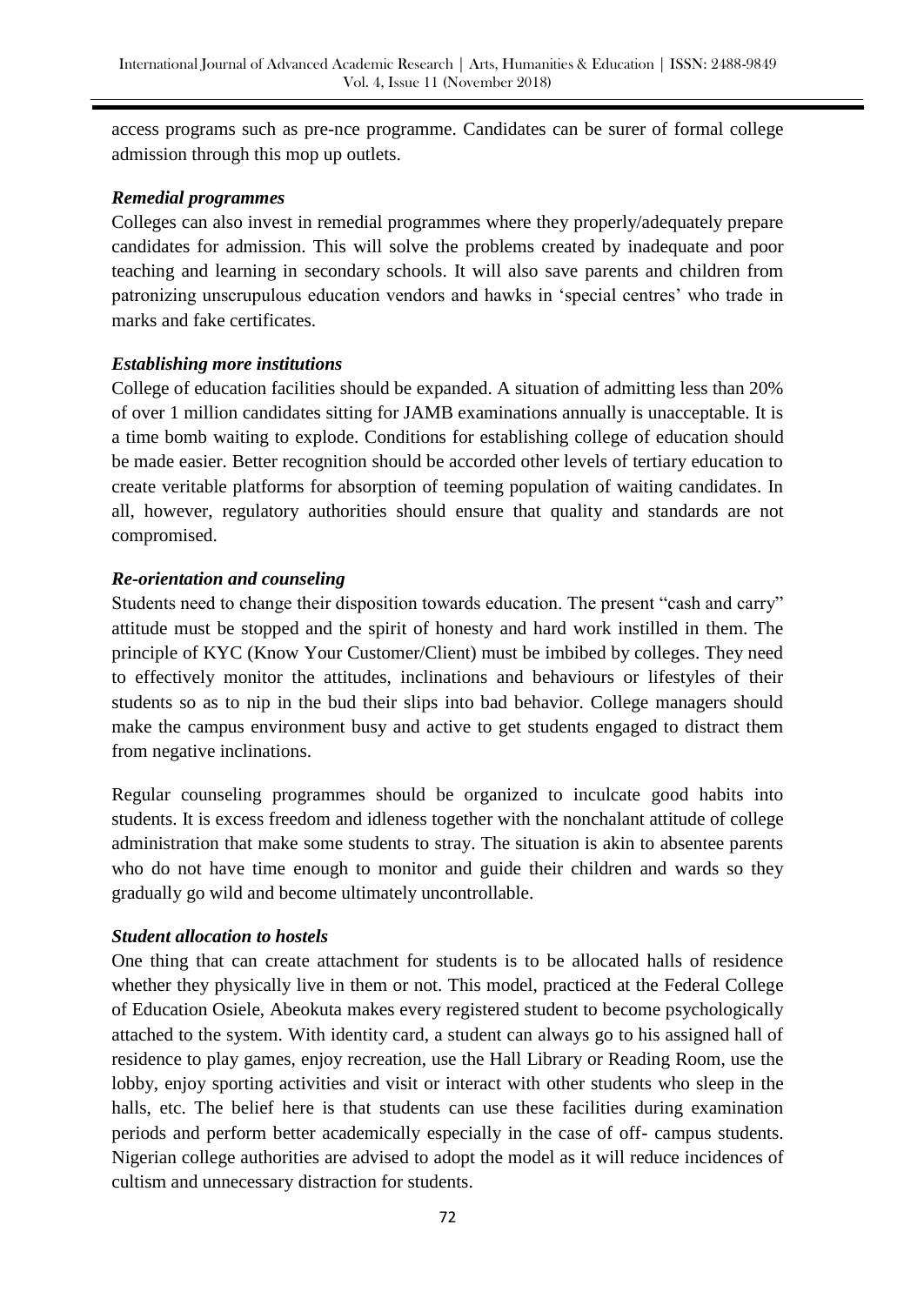access programs such as pre-nce programme. Candidates can be surer of formal college admission through this mop up outlets.

### *Remedial programmes*

Colleges can also invest in remedial programmes where they properly/adequately prepare candidates for admission. This will solve the problems created by inadequate and poor teaching and learning in secondary schools. It will also save parents and children from patronizing unscrupulous education vendors and hawks in 'special centres' who trade in marks and fake certificates.

### *Establishing more institutions*

College of education facilities should be expanded. A situation of admitting less than 20% of over 1 million candidates sitting for JAMB examinations annually is unacceptable. It is a time bomb waiting to explode. Conditions for establishing college of education should be made easier. Better recognition should be accorded other levels of tertiary education to create veritable platforms for absorption of teeming population of waiting candidates. In all, however, regulatory authorities should ensure that quality and standards are not compromised.

### *Re-orientation and counseling*

Students need to change their disposition towards education. The present "cash and carry" attitude must be stopped and the spirit of honesty and hard work instilled in them. The principle of KYC (Know Your Customer/Client) must be imbibed by colleges. They need to effectively monitor the attitudes, inclinations and behaviours or lifestyles of their students so as to nip in the bud their slips into bad behavior. College managers should make the campus environment busy and active to get students engaged to distract them from negative inclinations.

Regular counseling programmes should be organized to inculcate good habits into students. It is excess freedom and idleness together with the nonchalant attitude of college administration that make some students to stray. The situation is akin to absentee parents who do not have time enough to monitor and guide their children and wards so they gradually go wild and become ultimately uncontrollable.

### *Student allocation to hostels*

One thing that can create attachment for students is to be allocated halls of residence whether they physically live in them or not. This model, practiced at the Federal College of Education Osiele, Abeokuta makes every registered student to become psychologically attached to the system. With identity card, a student can always go to his assigned hall of residence to play games, enjoy recreation, use the Hall Library or Reading Room, use the lobby, enjoy sporting activities and visit or interact with other students who sleep in the halls, etc. The belief here is that students can use these facilities during examination periods and perform better academically especially in the case of off- campus students. Nigerian college authorities are advised to adopt the model as it will reduce incidences of cultism and unnecessary distraction for students.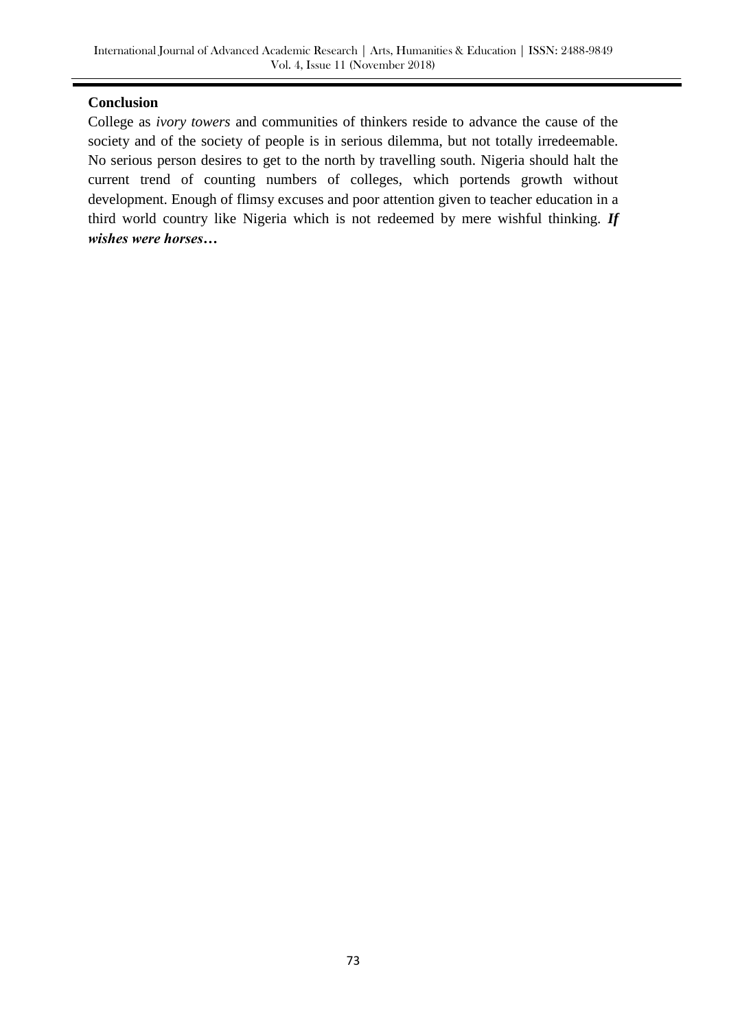## Conclusion

College as *ivory towers* and communities of thinkers reside to advance the cause of the society and of the society of people is in serious dilemma, but not totally irredeemable. No serious person desires to get to the north by travelling south. Nigeria should halt the current trend of counting numbers of colleges, which portends growth without development. Enough of flimsy excuses and poor attention given to teacher education in a third world country like Nigeria which is not redeemed by mere wishful thinking. ***If wishes were horses…***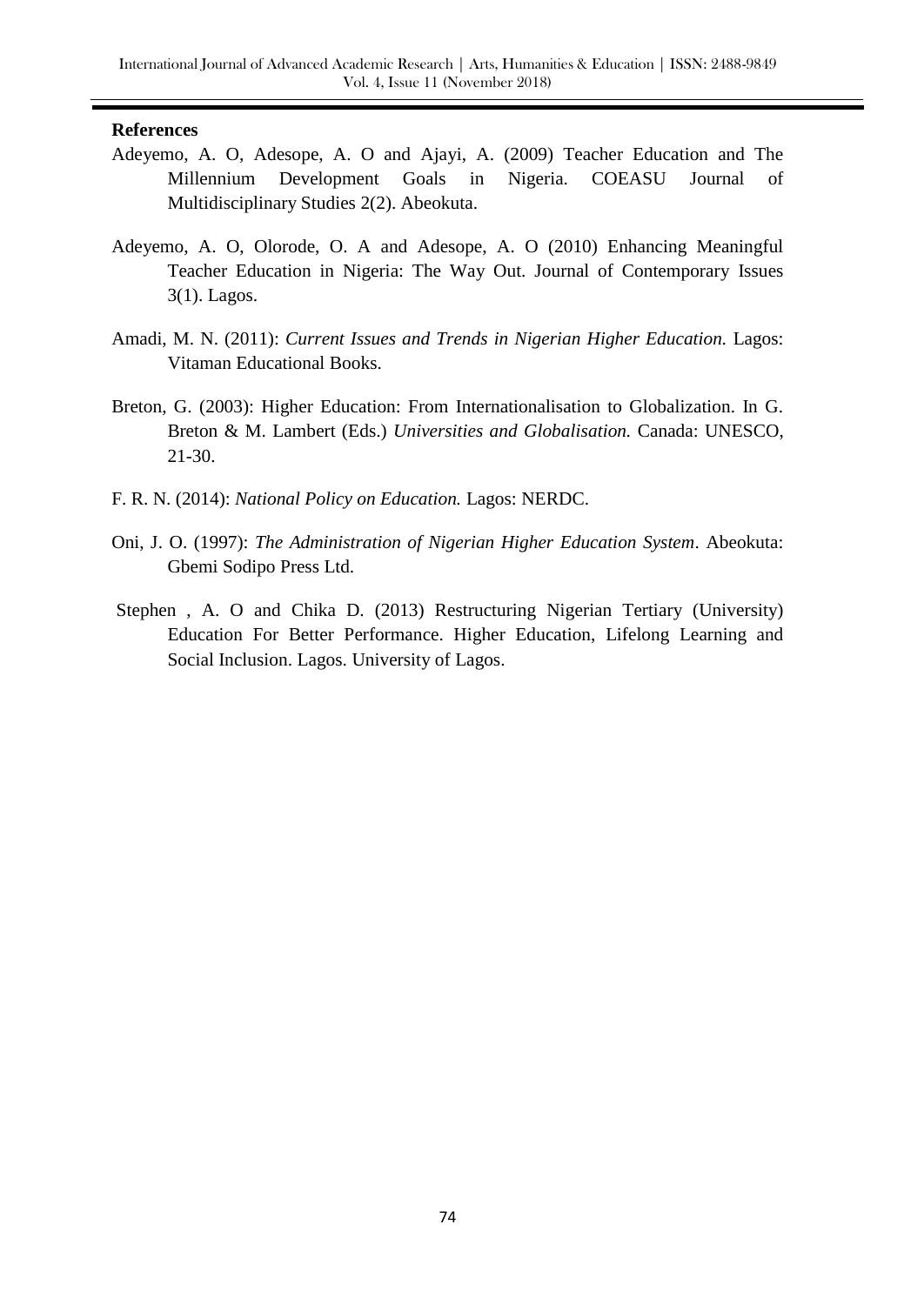**References**

Adeyemo, A. O, Adesope, A. O and Ajayi, A. (2009) Teacher Education and The Millennium Development Goals in Nigeria. COEASU Journal of Multidisciplinary Studies 2(2). Abeokuta.

Adeyemo, A. O, Olorode, O. A and Adesope, A. O (2010) Enhancing Meaningful Teacher Education in Nigeria: The Way Out. Journal of Contemporary Issues 3(1). Lagos.

Amadi, M. N. (2011): *Current Issues and Trends in Nigerian Higher Education.* Lagos: Vitaman Educational Books.

Breton, G. (2003): Higher Education: From Internationalisation to Globalization. In G. Breton & M. Lambert (Eds.) *Universities and Globalisation.* Canada: UNESCO, 21-30.

F. R. N. (2014): *National Policy on Education.* Lagos: NERDC.

Oni, J. O. (1997): *The Administration of Nigerian Higher Education System*. Abeokuta: Gbemi Sodipo Press Ltd.

Stephen , A. O and Chika D. (2013) Restructuring Nigerian Tertiary (University) Education For Better Performance. Higher Education, Lifelong Learning and Social Inclusion. Lagos. University of Lagos.